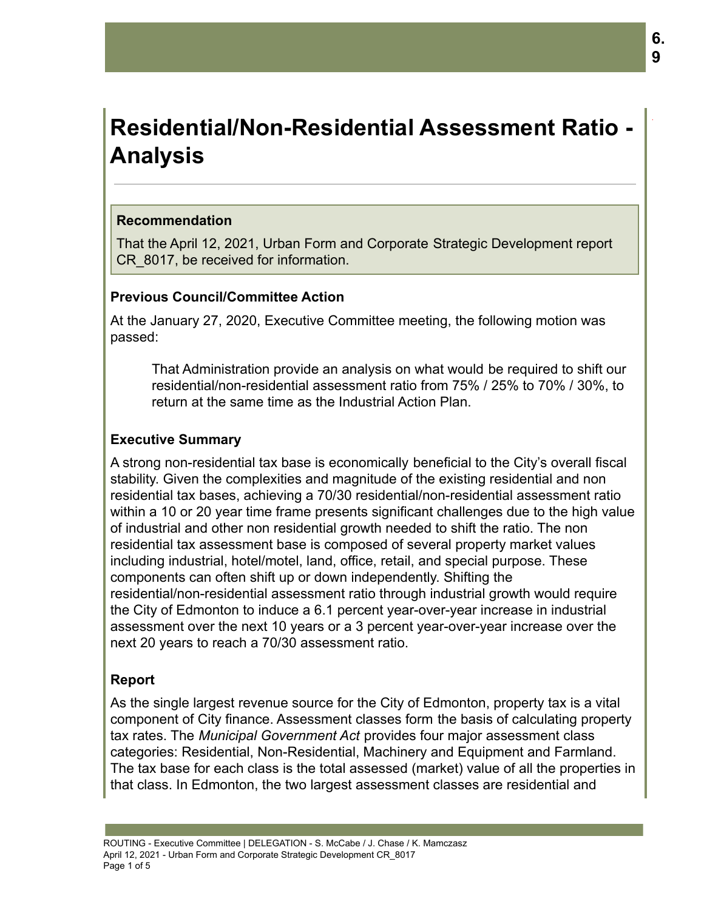# Residential/Non-Residential Assessment Ratio - Analysis

## Recommendation

That the April 12, 2021, Urban Form and Corporate Strategic Development report CR_8017, be received for information.

### Previous Council/Committee Action

At the January 27, 2020, Executive Committee meeting, the following motion was passed:

> That Administration provide an analysis on what would be required to shift our residential/non-residential assessment ratio from 75% / 25% to 70% / 30%, to return at the same time as the Industrial Action Plan.

### Executive Summary

A strong non-residential tax base is economically beneficial to the City's overall fiscal stability. Given the complexities and magnitude of the existing residential and non residential tax bases, achieving a 70/30 residential/non-residential assessment ratio within a 10 or 20 year time frame presents significant challenges due to the high value of industrial and other non residential growth needed to shift the ratio. The non residential tax assessment base is composed of several property market values including industrial, hotel/motel, land, office, retail, and special purpose. These components can often shift up or down independently. Shifting the residential/non-residential assessment ratio through industrial growth would require the City of Edmonton to induce a 6.1 percent year-over-year increase in industrial assessment over the next 10 years or a 3 percent year-over-year increase over the next 20 years to reach a 70/30 assessment ratio.

### Report

As the single largest revenue source for the City of Edmonton, property tax is a vital component of City finance. Assessment classes form the basis of calculating property tax rates. The *Municipal Government Act* provides four major assessment class categories: Residential, Non-Residential, Machinery and Equipment and Farmland. The tax base for each class is the total assessed (market) value of all the properties in that class. In Edmonton, the two largest assessment classes are residential and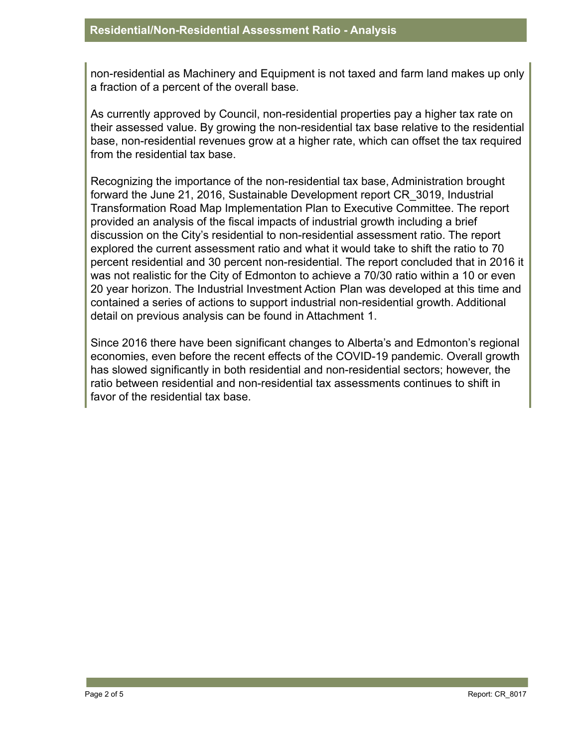non-residential as Machinery and Equipment is not taxed and farm land makes up only a fraction of a percent of the overall base.

As currently approved by Council, non-residential properties pay a higher tax rate on their assessed value. By growing the non-residential tax base relative to the residential base, non-residential revenues grow at a higher rate, which can offset the tax required from the residential tax base.

Recognizing the importance of the non-residential tax base, Administration brought forward the June 21, 2016, Sustainable Development report CR_3019, Industrial Transformation Road Map Implementation Plan to Executive Committee. The report provided an analysis of the fiscal impacts of industrial growth including a brief discussion on the City's residential to non-residential assessment ratio. The report explored the current assessment ratio and what it would take to shift the ratio to 70 percent residential and 30 percent non-residential. The report concluded that in 2016 it was not realistic for the City of Edmonton to achieve a 70/30 ratio within a 10 or even 20 year horizon. The Industrial Investment Action Plan was developed at this time and contained a series of actions to support industrial non-residential growth. Additional detail on previous analysis can be found in Attachment 1.

Since 2016 there have been significant changes to Alberta's and Edmonton's regional economies, even before the recent effects of the COVID-19 pandemic. Overall growth has slowed significantly in both residential and non-residential sectors; however, the ratio between residential and non-residential tax assessments continues to shift in favor of the residential tax base.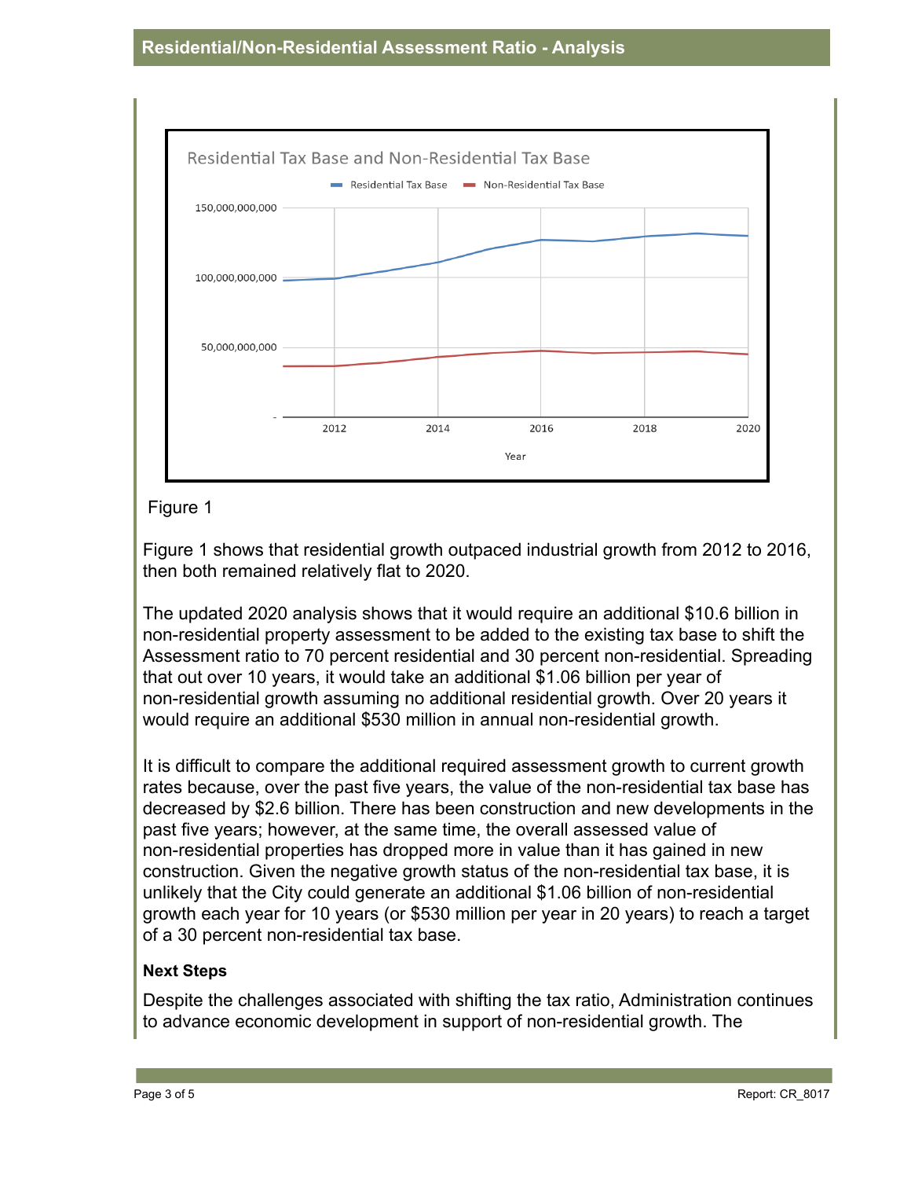## Residential/Non-Residential Assessment Ratio - Analysis

Figure 1

Figure 1 shows that residential growth outpaced industrial growth from 2012 to 2016, then both remained relatively flat to 2020.

The updated 2020 analysis shows that it would require an additional $10.6 billion in non-residential property assessment to be added to the existing tax base to shift the Assessment ratio to 70 percent residential and 30 percent non-residential. Spreading that out over 10 years, it would take an additional $1.06 billion per year of non-residential growth assuming no additional residential growth. Over 20 years it would require an additional $530 million in annual non-residential growth.

It is difficult to compare the additional required assessment growth to current growth rates because, over the past five years, the value of the non-residential tax base has decreased by $2.6 billion. There has been construction and new developments in the past five years; however, at the same time, the overall assessed value of non-residential properties has dropped more in value than it has gained in new construction. Given the negative growth status of the non-residential tax base, it is unlikely that the City could generate an additional $1.06 billion of non-residential growth each year for 10 years (or $530 million per year in 20 years) to reach a target of a 30 percent non-residential tax base.

**Next Steps**

Despite the challenges associated with shifting the tax ratio, Administration continues to advance economic development in support of non-residential growth. The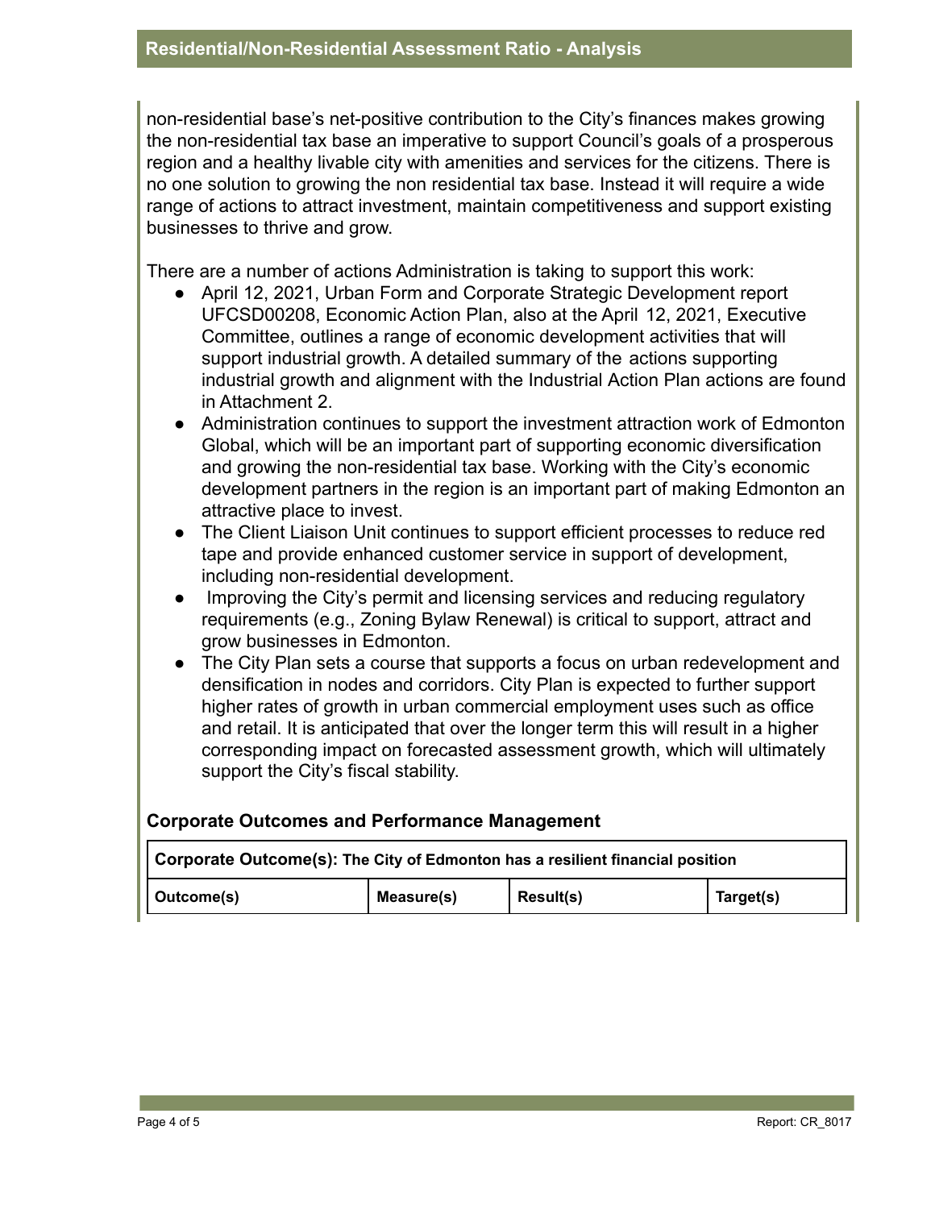non-residential base's net-positive contribution to the City's finances makes growing the non-residential tax base an imperative to support Council's goals of a prosperous region and a healthy livable city with amenities and services for the citizens. There is no one solution to growing the non residential tax base. Instead it will require a wide range of actions to attract investment, maintain competitiveness and support existing businesses to thrive and grow.

There are a number of actions Administration is taking to support this work:

- April 12, 2021, Urban Form and Corporate Strategic Development report UFCSD00208, Economic Action Plan, also at the April 12, 2021, Executive Committee, outlines a range of economic development activities that will support industrial growth. A detailed summary of the actions supporting industrial growth and alignment with the Industrial Action Plan actions are found in Attachment 2.
- Administration continues to support the investment attraction work of Edmonton Global, which will be an important part of supporting economic diversification and growing the non-residential tax base. Working with the City's economic development partners in the region is an important part of making Edmonton an attractive place to invest.
- The Client Liaison Unit continues to support efficient processes to reduce red tape and provide enhanced customer service in support of development, including non-residential development.
- Improving the City's permit and licensing services and reducing regulatory requirements (e.g., Zoning Bylaw Renewal) is critical to support, attract and grow businesses in Edmonton.
- The City Plan sets a course that supports a focus on urban redevelopment and densification in nodes and corridors. City Plan is expected to further support higher rates of growth in urban commercial employment uses such as office and retail. It is anticipated that over the longer term this will result in a higher corresponding impact on forecasted assessment growth, which will ultimately support the City's fiscal stability.

## Corporate Outcomes and Performance Management

| **Corporate Outcome(s):** The City of Edmonton has a resilient financial position | | | |
|---|---|---|---|
| **Outcome(s)** | **Measure(s)** | **Result(s)** | **Target(s)** |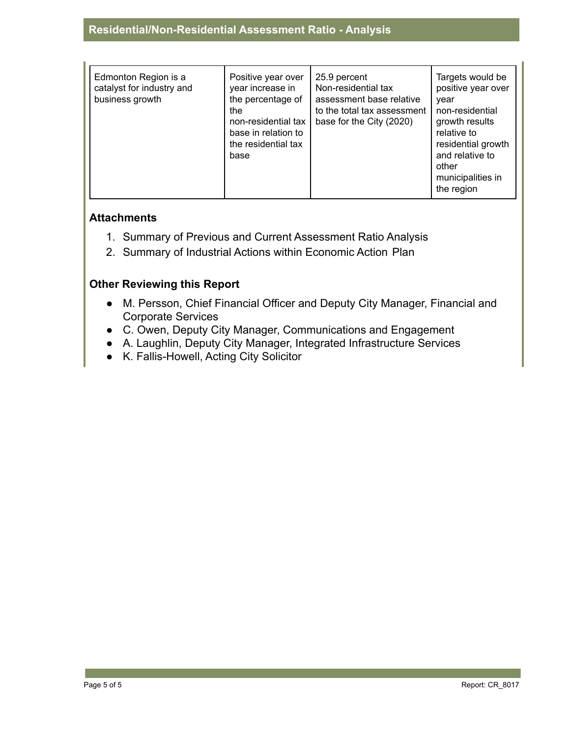| | | | |
|---|---|---|---|
| Edmonton Region is a catalyst for industry and business growth | Positive year over year increase in the percentage of the non-residential tax base in relation to the residential tax base | 25.9 percent Non-residential tax assessment base relative to the total tax assessment base for the City (2020) | Targets would be positive year over year non-residential growth results relative to residential growth and relative to other municipalities in the region |

## Attachments

1. Summary of Previous and Current Assessment Ratio Analysis
2. Summary of Industrial Actions within Economic Action Plan

## Other Reviewing this Report

- M. Persson, Chief Financial Officer and Deputy City Manager, Financial and Corporate Services
- C. Owen, Deputy City Manager, Communications and Engagement
- A. Laughlin, Deputy City Manager, Integrated Infrastructure Services
- K. Fallis-Howell, Acting City Solicitor